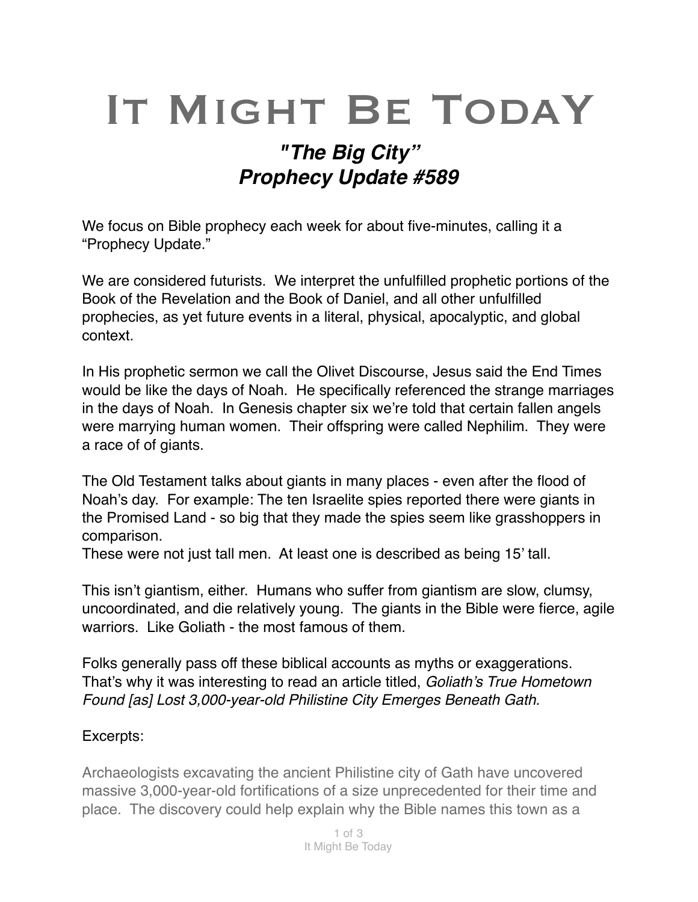# It Might Be TodaY

## *"The Big City"*
## *Prophecy Update #589*

We focus on Bible prophecy each week for about five-minutes, calling it a "Prophecy Update."

We are considered futurists. We interpret the unfulfilled prophetic portions of the Book of the Revelation and the Book of Daniel, and all other unfulfilled prophecies, as yet future events in a literal, physical, apocalyptic, and global context.

In His prophetic sermon we call the Olivet Discourse, Jesus said the End Times would be like the days of Noah. He specifically referenced the strange marriages in the days of Noah. In Genesis chapter six we're told that certain fallen angels were marrying human women. Their offspring were called Nephilim. They were a race of of giants.

The Old Testament talks about giants in many places - even after the flood of Noah's day. For example: The ten Israelite spies reported there were giants in the Promised Land - so big that they made the spies seem like grasshoppers in comparison.
These were not just tall men. At least one is described as being 15' tall.

This isn't giantism, either. Humans who suffer from giantism are slow, clumsy, uncoordinated, and die relatively young. The giants in the Bible were fierce, agile warriors. Like Goliath - the most famous of them.

Folks generally pass off these biblical accounts as myths or exaggerations. That's why it was interesting to read an article titled, *Goliath's True Hometown Found [as] Lost 3,000-year-old Philistine City Emerges Beneath Gath.*

Excerpts:

Archaeologists excavating the ancient Philistine city of Gath have uncovered massive 3,000-year-old fortifications of a size unprecedented for their time and place. The discovery could help explain why the Bible names this town as a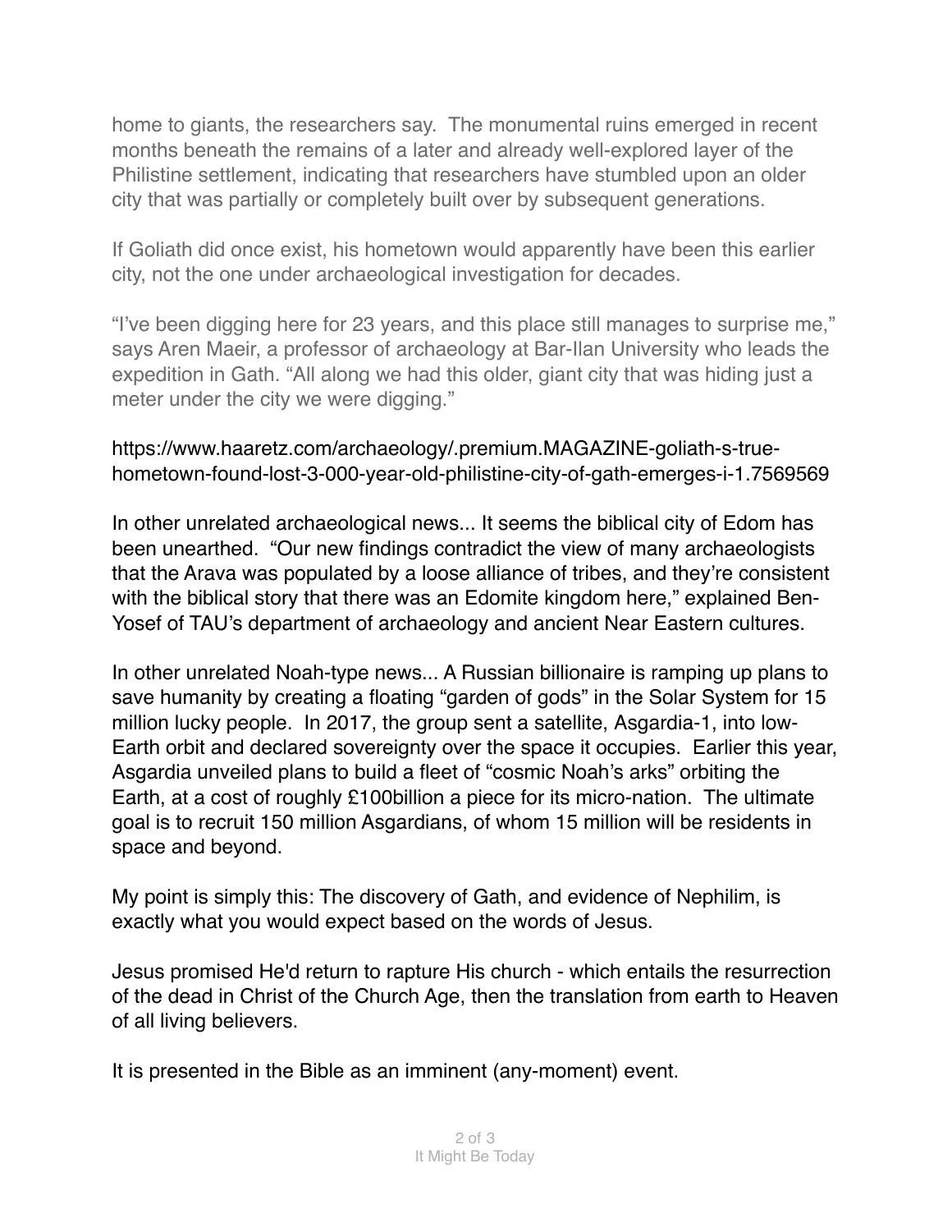home to giants, the researchers say. The monumental ruins emerged in recent months beneath the remains of a later and already well-explored layer of the Philistine settlement, indicating that researchers have stumbled upon an older city that was partially or completely built over by subsequent generations.

If Goliath did once exist, his hometown would apparently have been this earlier city, not the one under archaeological investigation for decades.

“I’ve been digging here for 23 years, and this place still manages to surprise me,” says Aren Maeir, a professor of archaeology at Bar-Ilan University who leads the expedition in Gath. “All along we had this older, giant city that was hiding just a meter under the city we were digging.”

https://www.haaretz.com/archaeology/.premium.MAGAZINE-goliath-s-true-hometown-found-lost-3-000-year-old-philistine-city-of-gath-emerges-i-1.7569569

In other unrelated archaeological news... It seems the biblical city of Edom has been unearthed. “Our new findings contradict the view of many archaeologists that the Arava was populated by a loose alliance of tribes, and they’re consistent with the biblical story that there was an Edomite kingdom here,” explained Ben-Yosef of TAU’s department of archaeology and ancient Near Eastern cultures.

In other unrelated Noah-type news... A Russian billionaire is ramping up plans to save humanity by creating a floating “garden of gods” in the Solar System for 15 million lucky people. In 2017, the group sent a satellite, Asgardia-1, into low-Earth orbit and declared sovereignty over the space it occupies. Earlier this year, Asgardia unveiled plans to build a fleet of “cosmic Noah’s arks” orbiting the Earth, at a cost of roughly £100billion a piece for its micro-nation. The ultimate goal is to recruit 150 million Asgardians, of whom 15 million will be residents in space and beyond.

My point is simply this: The discovery of Gath, and evidence of Nephilim, is exactly what you would expect based on the words of Jesus.

Jesus promised He'd return to rapture His church - which entails the resurrection of the dead in Christ of the Church Age, then the translation from earth to Heaven of all living believers.

It is presented in the Bible as an imminent (any-moment) event.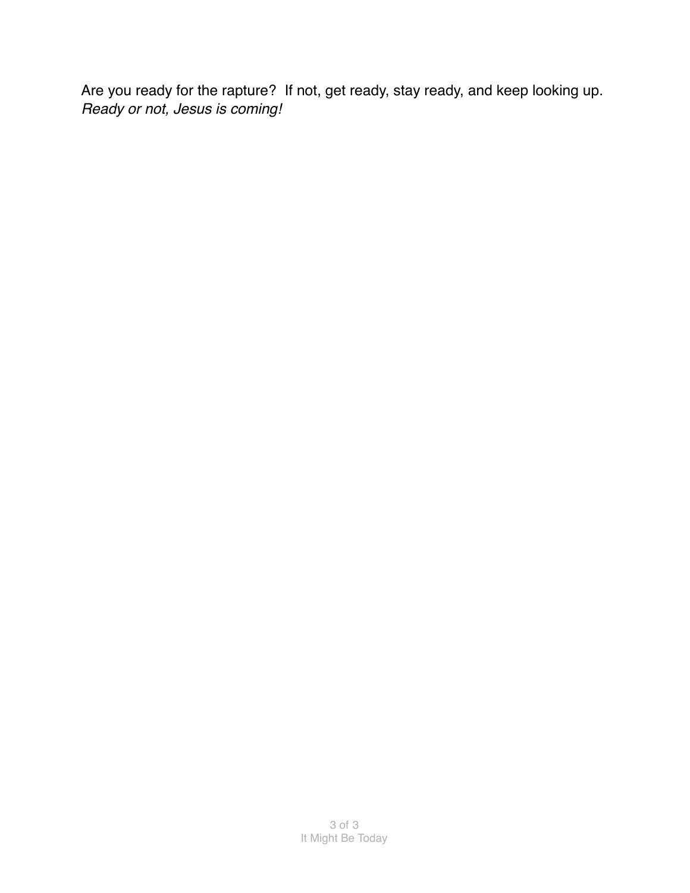Are you ready for the rapture? If not, get ready, stay ready, and keep looking up.
*Ready or not, Jesus is coming!*